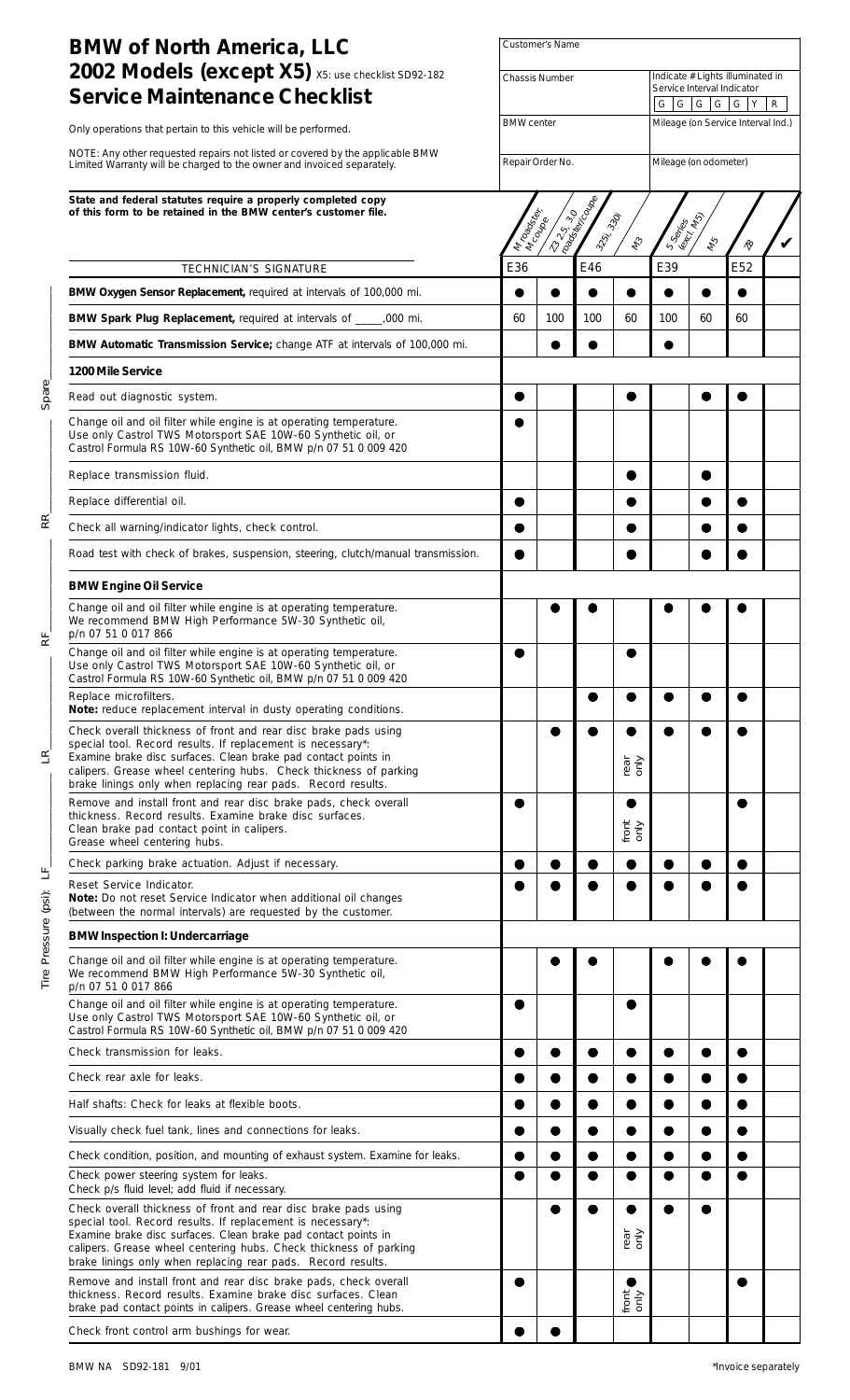# BMW of North America, LLC
# 2002 Models (except X5) X5: use checklist SD92-182
# Service Maintenance Checklist

Only operations that pertain to this vehicle will be performed.

NOTE: Any other requested repairs not listed or covered by the applicable BMW Limited Warranty will be charged to the owner and invoiced separately.

| Customer's Name | |
|---|---|
| Chassis Number | Indicate # Lights illuminated in Service Interval Indicator: G G G G G Y R |
| BMW center | Mileage (on Service Interval Ind.) |
| Repair Order No. | Mileage (on odometer) |

**State and federal statutes require a properly completed copy of this form to be retained in the BMW center's customer file.**

Tire Pressure (psi): LF______ LR______ RF______ RR______ Spare______

| TECHNICIAN'S SIGNATURE | M roadster, M coupe | Z3 2.5, 3.0 roadster/coupe | 325i, 330i | M3 | 5 Series (excl. M5) | M5 | Z8 | ✔ |
|---|---|---|---|---|---|---|---|---|
| | E36 | | E46 | | E39 | | E52 | |
| **BMW Oxygen Sensor Replacement,** required at intervals of 100,000 mi. | ● | ● | ● | ● | ● | ● | ● | |
| **BMW Spark Plug Replacement,** required at intervals of _____,000 mi. | 60 | 100 | 100 | 60 | 100 | 60 | 60 | |
| **BMW Automatic Transmission Service;** change ATF at intervals of 100,000 mi. | | ● | ● | | ● | | | |
| **1200 Mile Service** | | | | | | | | |
| Read out diagnostic system. | ● | | | ● | | ● | ● | |
| Change oil and oil filter while engine is at operating temperature. Use only Castrol TWS Motorsport SAE 10W-60 Synthetic oil, or Castrol Formula RS 10W-60 Synthetic oil, BMW p/n 07 51 0 009 420 | ● | | | | | | | |
| Replace transmission fluid. | | | | ● | | ● | | |
| Replace differential oil. | ● | | | ● | | ● | ● | |
| Check all warning/indicator lights, check control. | ● | | | ● | | ● | ● | |
| Road test with check of brakes, suspension, steering, clutch/manual transmission. | ● | | | ● | | ● | ● | |
| **BMW Engine Oil Service** | | | | | | | | |
| Change oil and oil filter while engine is at operating temperature. We recommend BMW High Performance 5W-30 Synthetic oil, p/n 07 51 0 017 866 | | ● | ● | | ● | ● | ● | |
| Change oil and oil filter while engine is at operating temperature. Use only Castrol TWS Motorsport SAE 10W-60 Synthetic oil, or Castrol Formula RS 10W-60 Synthetic oil, BMW p/n 07 51 0 009 420 | ● | | | ● | | | | |
| Replace microfilters. **Note:** reduce replacement interval in dusty operating conditions. | | | ● | ● | ● | ● | ● | |
| Check overall thickness of front and rear disc brake pads using special tool. Record results. If replacement is necessary*: Examine brake disc surfaces. Clean brake pad contact points in calipers. Grease wheel centering hubs. Check thickness of parking brake linings only when replacing rear pads. Record results. | | ● | ● | ● rear only | ● | ● | ● | |
| Remove and install front and rear disc brake pads, check overall thickness. Record results. Examine brake disc surfaces. Clean brake pad contact point in calipers. Grease wheel centering hubs. | ● | | | ● front only | | | ● | |
| Check parking brake actuation. Adjust if necessary. | ● | ● | ● | ● | ● | ● | ● | |
| Reset Service Indicator. **Note:** Do not reset Service Indicator when additional oil changes (between the normal intervals) are requested by the customer. | ● | ● | ● | ● | ● | ● | ● | |
| **BMW Inspection I: Undercarriage** | | | | | | | | |
| Change oil and oil filter while engine is at operating temperature. We recommend BMW High Performance 5W-30 Synthetic oil, p/n 07 51 0 017 866 | | ● | ● | | ● | ● | ● | |
| Change oil and oil filter while engine is at operating temperature. Use only Castrol TWS Motorsport SAE 10W-60 Synthetic oil, or Castrol Formula RS 10W-60 Synthetic oil, BMW p/n 07 51 0 009 420 | ● | | | ● | | | | |
| Check transmission for leaks. | ● | ● | ● | ● | ● | ● | ● | |
| Check rear axle for leaks. | ● | ● | ● | ● | ● | ● | ● | |
| Half shafts: Check for leaks at flexible boots. | ● | ● | ● | ● | ● | ● | ● | |
| Visually check fuel tank, lines and connections for leaks. | ● | ● | ● | ● | ● | ● | ● | |
| Check condition, position, and mounting of exhaust system. Examine for leaks. | ● | ● | ● | ● | ● | ● | ● | |
| Check power steering system for leaks. Check p/s fluid level; add fluid if necessary. | ● | ● | ● | ● | ● | ● | ● | |
| Check overall thickness of front and rear disc brake pads using special tool. Record results. If replacement is necessary*: Examine brake disc surfaces. Clean brake pad contact points in calipers. Grease wheel centering hubs. Check thickness of parking brake linings only when replacing rear pads. Record results. | | ● | ● | ● rear only | ● | ● | | |
| Remove and install front and rear disc brake pads, check overall thickness. Record results. Examine brake disc surfaces. Clean brake pad contact points in calipers. Grease wheel centering hubs. | ● | | | ● front only | | | ● | |
| Check front control arm bushings for wear. | ● | ● | | | | | | |

BMW NA SD92-181 9/01

*Invoice separately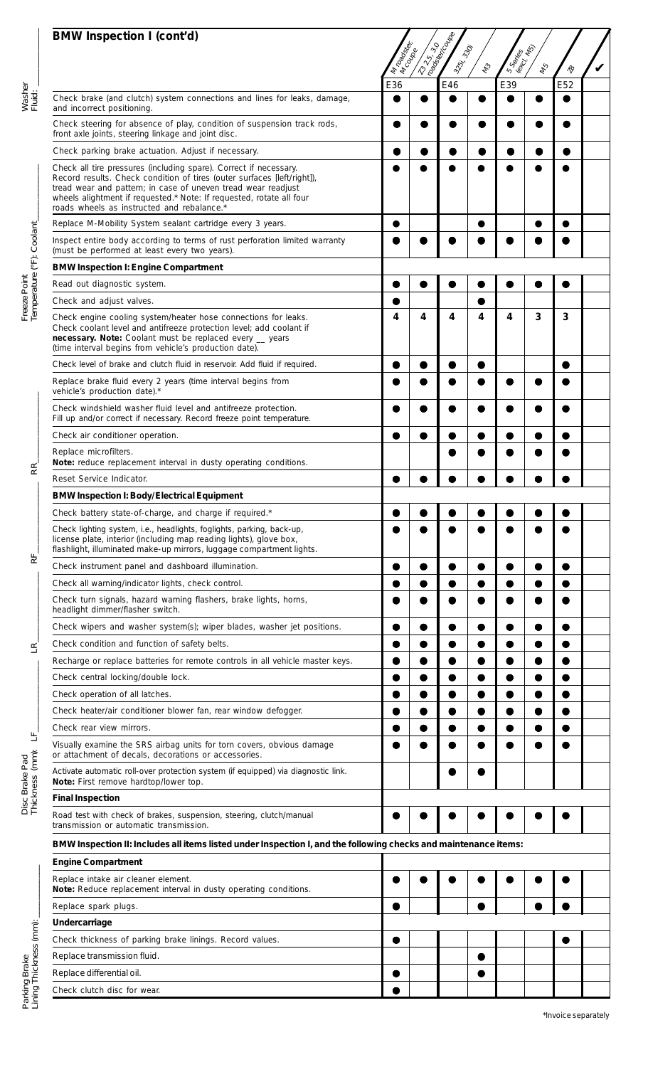## BMW Inspection I (cont'd)

| | M roadster, M coupe | Z3 2.5, 3.0 roadster/coupe | 325i, 330i | M3 | 5 Series (excl. M5) | M5 | Z8 | ✔ |
|---|---|---|---|---|---|---|---|---|
| | E36 | | E46 | | E39 | | E52 | |
| Check brake (and clutch) system connections and lines for leaks, damage, and incorrect positioning. | ● | ● | ● | ● | ● | ● | ● | |
| Check steering for absence of play, condition of suspension track rods, front axle joints, steering linkage and joint disc. | ● | ● | ● | ● | ● | ● | ● | |
| Check parking brake actuation. Adjust if necessary. | ● | ● | ● | ● | ● | ● | ● | |
| Check all tire pressures (including spare). Correct if necessary. Record results. Check condition of tires (outer surfaces [left/right]), tread wear and pattern; in case of uneven tread wear readjust wheels alightment if requested.* Note: If requested, rotate all four roads wheels as instructed and rebalance.* | ● | ● | ● | ● | ● | ● | ● | |
| Replace M-Mobility System sealant cartridge every 3 years. | ● | | | ● | | ● | ● | |
| Inspect entire body according to terms of rust perforation limited warranty (must be performed at least every two years). | ● | ● | ● | ● | ● | ● | ● | |
| **BMW Inspection I: Engine Compartment** | | | | | | | | |
| Read out diagnostic system. | ● | ● | ● | ● | ● | ● | ● | |
| Check and adjust valves. | ● | | | ● | | | | |
| Check engine cooling system/heater hose connections for leaks. Check coolant level and antifreeze protection level; add coolant if **necessary. Note:** Coolant must be replaced every __ years (time interval begins from vehicle's production date). | 4 | 4 | 4 | 4 | 4 | 3 | 3 | |
| Check level of brake and clutch fluid in reservoir. Add fluid if required. | ● | ● | ● | ● | | | ● | |
| Replace brake fluid every 2 years (time interval begins from vehicle's production date).* | ● | ● | ● | ● | ● | ● | ● | |
| Check windshield washer fluid level and antifreeze protection. Fill up and/or correct if necessary. Record freeze point temperature. | ● | ● | ● | ● | ● | ● | ● | |
| Check air conditioner operation. | ● | ● | ● | ● | ● | ● | ● | |
| Replace microfilters. **Note:** reduce replacement interval in dusty operating conditions. | | | ● | ● | ● | ● | ● | |
| Reset Service Indicator. | ● | ● | ● | ● | ● | ● | ● | |
| **BMW Inspection I: Body/Electrical Equipment** | | | | | | | | |
| Check battery state-of-charge, and charge if required.* | ● | ● | ● | ● | ● | ● | ● | |
| Check lighting system, i.e., headlights, foglights, parking, back-up, license plate, interior (including map reading lights), glove box, flashlight, illuminated make-up mirrors, luggage compartment lights. | ● | ● | ● | ● | ● | ● | ● | |
| Check instrument panel and dashboard illumination. | ● | ● | ● | ● | ● | ● | ● | |
| Check all warning/indicator lights, check control. | ● | ● | ● | ● | ● | ● | ● | |
| Check turn signals, hazard warning flashers, brake lights, horns, headlight dimmer/flasher switch. | ● | ● | ● | ● | ● | ● | ● | |
| Check wipers and washer system(s); wiper blades, washer jet positions. | ● | ● | ● | ● | ● | ● | ● | |
| Check condition and function of safety belts. | ● | ● | ● | ● | ● | ● | ● | |
| Recharge or replace batteries for remote controls in all vehicle master keys. | ● | ● | ● | ● | ● | ● | ● | |
| Check central locking/double lock. | ● | ● | ● | ● | ● | ● | ● | |
| Check operation of all latches. | ● | ● | ● | ● | ● | ● | ● | |
| Check heater/air conditioner blower fan, rear window defogger. | ● | ● | ● | ● | ● | ● | ● | |
| Check rear view mirrors. | ● | ● | ● | ● | ● | ● | ● | |
| Visually examine the SRS airbag units for torn covers, obvious damage or attachment of decals, decorations or accessories. | ● | ● | ● | ● | ● | ● | ● | |
| Activate automatic roll-over protection system (if equipped) via diagnostic link. **Note:** First remove hardtop/lower top. | | | ● | ● | | | | |
| **Final Inspection** | | | | | | | | |
| Road test with check of brakes, suspension, steering, clutch/manual transmission or automatic transmission. | ● | ● | ● | ● | ● | ● | ● | |
| **BMW Inspection II: Includes all items listed under Inspection I, and the following checks and maintenance items:** | | | | | | | | |
| **Engine Compartment** | | | | | | | | |
| Replace intake air cleaner element. **Note:** Reduce replacement interval in dusty operating conditions. | ● | ● | ● | ● | ● | ● | ● | |
| Replace spark plugs. | ● | | | ● | | ● | ● | |
| **Undercarriage** | | | | | | | | |
| Check thickness of parking brake linings. Record values. | ● | | | | | | ● | |
| Replace transmission fluid. | | | | ● | | | | |
| Replace differential oil. | ● | | | ● | | | | |
| Check clutch disc for wear. | ● | | | | | | | |

Washer Fluid: ____

Freeze Point Temperature (°F): Coolant ____

Disc Brake Pad Thickness (mm): LF ____ LR ____ RF ____ RR ____

Parking Brake Lining Thickness (mm): ____

*Invoice separately